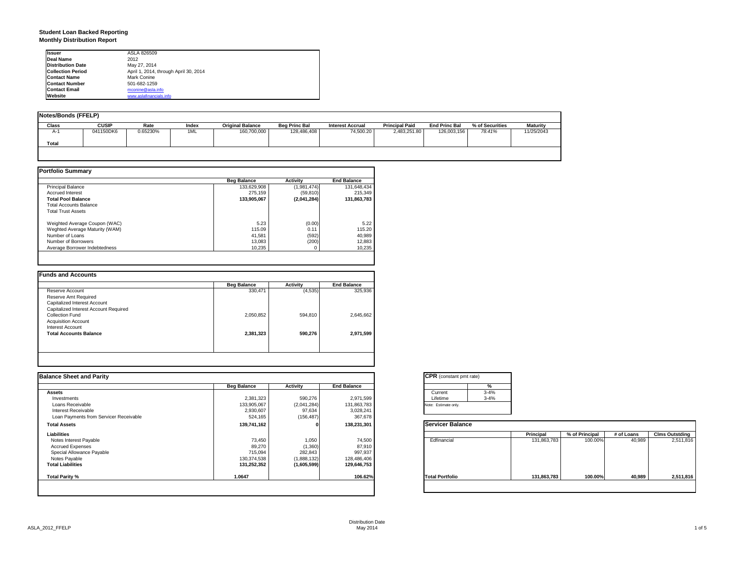# Student Loan Backed Reporting
## Monthly Distribution Report

| | |
|---|---|
| **Issuer** | ASLA 826509 |
| **Deal Name** | 2012 |
| **Distribution Date** | May 27, 2014 |
| **Collection Period** | April 1, 2014, through April 30, 2014 |
| **Contact Name** | Mark Conine |
| **Contact Number** | 501-682-1259 |
| **Contact Email** | mconine@asla.info |
| **Website** | www.aslafinancials.info |

### Notes/Bonds (FFELP)

| Class | CUSIP | Rate | Index | Original Balance | Beg Princ Bal | Interest Accrual | Principal Paid | End Princ Bal | % of Securities | Maturity |
|---|---|---|---|---|---|---|---|---|---|---|
| A-1 | 041150DK6 | 0.65230% | 1ML | 160,700,000 | 128,486,408 | 74,500.20 | 2,483,251.80 | 126,003,156 | *78.41%* | 11/25/2043 |
| **Total** | | | | | | | | | | |

### Portfolio Summary

| | Beg Balance | Activity | End Balance |
|---|---|---|---|
| Principal Balance | 133,629,908 | (1,981,474) | 131,648,434 |
| Accrued Interest | 275,159 | (59,810) | 215,349 |
| **Total Pool Balance** | **133,905,067** | **(2,041,284)** | **131,863,783** |
| Total Accounts Balance | | | |
| Total Trust Assets | | | |
| | | | |
| Weighted Average Coupon (WAC) | 5.23 | (0.00) | 5.22 |
| Weghted Average Maturity (WAM) | 115.09 | 0.11 | 115.20 |
| Number of Loans | 41,581 | (592) | 40,989 |
| Number of Borrowers | 13,083 | (200) | 12,883 |
| Average Borrower Indebtedness | 10,235 | 0 | 10,235 |

### Funds and Accounts

| | Beg Balance | Activity | End Balance |
|---|---|---|---|
| Reserve Account | 330,471 | (4,535) | 325,936 |
| Reserve Amt Required | | | |
| Capitalized Interest Account | | | |
| Capitalized Interest Account Required | | | |
| Collection Fund | 2,050,852 | 594,810 | 2,645,662 |
| Acquisition Account | | | |
| Interest Account | | | |
| **Total Accounts Balance** | **2,381,323** | **590,276** | **2,971,599** |

### Balance Sheet and Parity

| | Beg Balance | Activity | End Balance |
|---|---|---|---|
| **Assets** | | | |
| Investments | 2,381,323 | 590,276 | 2,971,599 |
| Loans Receivable | 133,905,067 | (2,041,284) | 131,863,783 |
| Interest Receivable | 2,930,607 | 97,634 | 3,028,241 |
| Loan Payments from Servicer Receivable | 524,165 | (156,487) | 367,678 |
| **Total Assets** | **139,741,162** | **0** | **138,231,301** |
| **Liabilities** | | | |
| Notes Interest Payable | 73,450 | 1,050 | 74,500 |
| Accrued Expenses | 89,270 | (1,360) | 87,910 |
| Special Allowance Payable | 715,094 | 282,843 | 997,937 |
| Notes Payable | 130,374,538 | (1,888,132) | 128,486,406 |
| **Total Liabilities** | **131,252,352** | **(1,605,599)** | **129,646,753** |
| | | | |
| **Total Parity %** | **1.0647** | | **106.62%** |

### CPR (constant pmt rate)

| | % |
|---|---|
| Current | 3-4% |
| Lifetime | 3-4% |

Note: Estimate only.

### Servicer Balance

| | Principal | % of Principal | # of Loans | Clms Outstding |
|---|---|---|---|---|
| Edfinancial | 131,863,783 | 100.00% | 40,989 | 2,511,816 |
| **Total Portfolio** | **131,863,783** | **100.00%** | **40,989** | **2,511,816** |

ASLA_2012_FFELP

Distribution Date
May 2014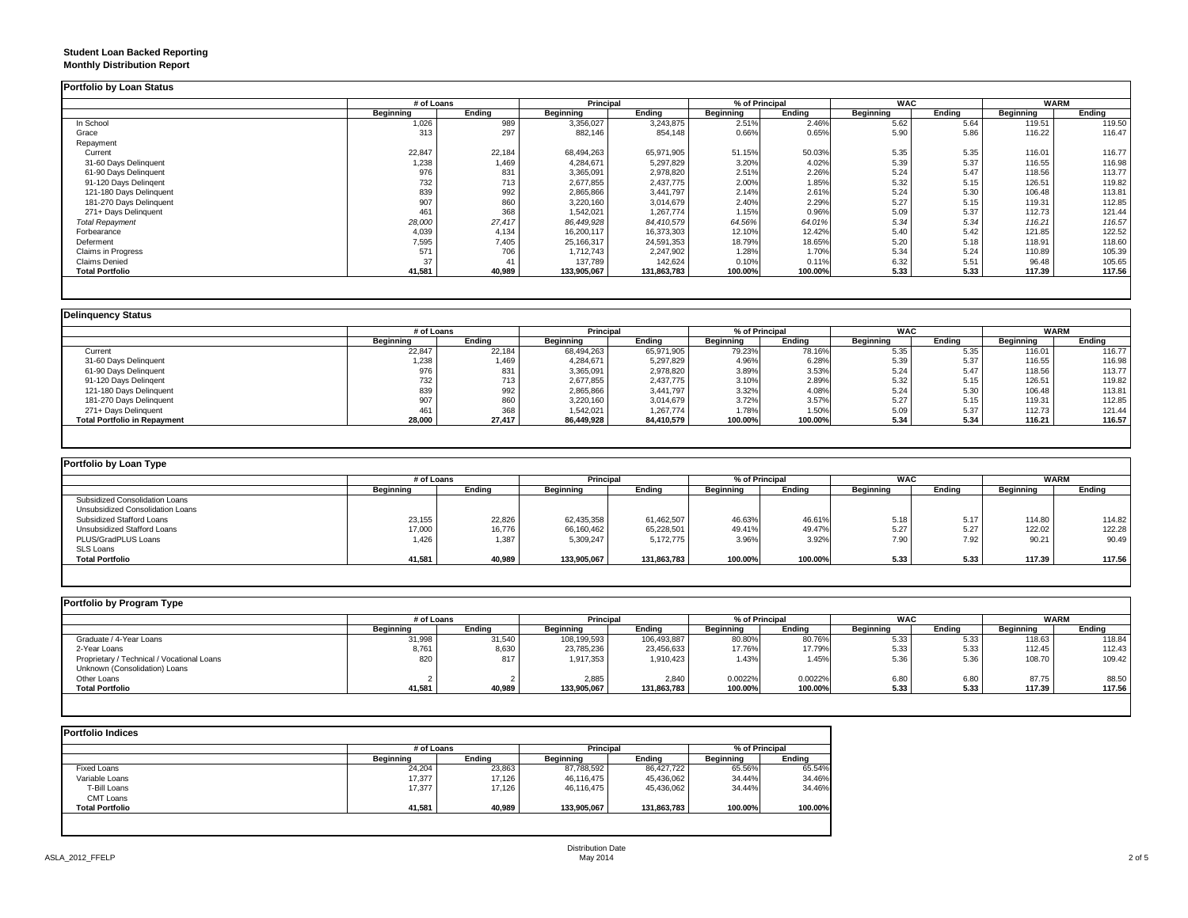# Student Loan Backed Reporting
## Monthly Distribution Report

### Portfolio by Loan Status

| | # of Loans | | Principal | | % of Principal | | WAC | | WARM | |
|---|---|---|---|---|---|---|---|---|---|---|
| | Beginning | Ending | Beginning | Ending | Beginning | Ending | Beginning | Ending | Beginning | Ending |
| In School | 1,026 | 989 | 3,356,027 | 3,243,875 | 2.51% | 2.46% | 5.62 | 5.64 | 119.51 | 119.50 |
| Grace | 313 | 297 | 882,146 | 854,148 | 0.66% | 0.65% | 5.90 | 5.86 | 116.22 | 116.47 |
| Repayment | | | | | | | | | | |
| Current | 22,847 | 22,184 | 68,494,263 | 65,971,905 | 51.15% | 50.03% | 5.35 | 5.35 | 116.01 | 116.77 |
| 31-60 Days Delinquent | 1,238 | 1,469 | 4,284,671 | 5,297,829 | 3.20% | 4.02% | 5.39 | 5.37 | 116.55 | 116.98 |
| 61-90 Days Delinquent | 976 | 831 | 3,365,091 | 2,978,820 | 2.51% | 2.26% | 5.24 | 5.47 | 118.56 | 113.77 |
| 91-120 Days Delingent | 732 | 713 | 2,677,855 | 2,437,775 | 2.00% | 1.85% | 5.32 | 5.15 | 126.51 | 119.82 |
| 121-180 Days Delinquent | 839 | 992 | 2,865,866 | 3,441,797 | 2.14% | 2.61% | 5.24 | 5.30 | 106.48 | 113.81 |
| 181-270 Days Delinquent | 907 | 860 | 3,220,160 | 3,014,679 | 2.40% | 2.29% | 5.27 | 5.15 | 119.31 | 112.85 |
| 271+ Days Delinquent | 461 | 368 | 1,542,021 | 1,267,774 | 1.15% | 0.96% | 5.09 | 5.37 | 112.73 | 121.44 |
| *Total Repayment* | *28,000* | *27,417* | *86,449,928* | *84,410,579* | *64.56%* | *64.01%* | *5.34* | *5.34* | *116.21* | *116.57* |
| Forbearance | 4,039 | 4,134 | 16,200,117 | 16,373,303 | 12.10% | 12.42% | 5.40 | 5.42 | 121.85 | 122.52 |
| Deferment | 7,595 | 7,405 | 25,166,317 | 24,591,353 | 18.79% | 18.65% | 5.20 | 5.18 | 118.91 | 118.60 |
| Claims in Progress | 571 | 706 | 1,712,743 | 2,247,902 | 1.28% | 1.70% | 5.34 | 5.24 | 110.89 | 105.39 |
| Claims Denied | 37 | 41 | 137,789 | 142,624 | 0.10% | 0.11% | 6.32 | 5.51 | 96.48 | 105.65 |
| **Total Portfolio** | **41,581** | **40,989** | **133,905,067** | **131,863,783** | **100.00%** | **100.00%** | **5.33** | **5.33** | **117.39** | **117.56** |

### Delinquency Status

| | # of Loans | | Principal | | % of Principal | | WAC | | WARM | |
|---|---|---|---|---|---|---|---|---|---|---|
| | Beginning | Ending | Beginning | Ending | Beginning | Ending | Beginning | Ending | Beginning | Ending |
| Current | 22,847 | 22,184 | 68,494,263 | 65,971,905 | 79.23% | 78.16% | 5.35 | 5.35 | 116.01 | 116.77 |
| 31-60 Days Delinquent | 1,238 | 1,469 | 4,284,671 | 5,297,829 | 4.96% | 6.28% | 5.39 | 5.37 | 116.55 | 116.98 |
| 61-90 Days Delinquent | 976 | 831 | 3,365,091 | 2,978,820 | 3.89% | 3.53% | 5.24 | 5.47 | 118.56 | 113.77 |
| 91-120 Days Delingent | 732 | 713 | 2,677,855 | 2,437,775 | 3.10% | 2.89% | 5.32 | 5.15 | 126.51 | 119.82 |
| 121-180 Days Delinquent | 839 | 992 | 2,865,866 | 3,441,797 | 3.32% | 4.08% | 5.24 | 5.30 | 106.48 | 113.81 |
| 181-270 Days Delinquent | 907 | 860 | 3,220,160 | 3,014,679 | 3.72% | 3.57% | 5.27 | 5.15 | 119.31 | 112.85 |
| 271+ Days Delinquent | 461 | 368 | 1,542,021 | 1,267,774 | 1.78% | 1.50% | 5.09 | 5.37 | 112.73 | 121.44 |
| **Total Portfolio in Repayment** | **28,000** | **27,417** | **86,449,928** | **84,410,579** | **100.00%** | **100.00%** | **5.34** | **5.34** | **116.21** | **116.57** |

### Portfolio by Loan Type

| | # of Loans | | Principal | | % of Principal | | WAC | | WARM | |
|---|---|---|---|---|---|---|---|---|---|---|
| | Beginning | Ending | Beginning | Ending | Beginning | Ending | Beginning | Ending | Beginning | Ending |
| Subsidized Consolidation Loans | | | | | | | | | | |
| Unsubsidized Consolidation Loans | | | | | | | | | | |
| Subsidized Stafford Loans | 23,155 | 22,826 | 62,435,358 | 61,462,507 | 46.63% | 46.61% | 5.18 | 5.17 | 114.80 | 114.82 |
| Unsubsidized Stafford Loans | 17,000 | 16,776 | 66,160,462 | 65,228,501 | 49.41% | 49.47% | 5.27 | 5.27 | 122.02 | 122.28 |
| PLUS/GradPLUS Loans | 1,426 | 1,387 | 5,309,247 | 5,172,775 | 3.96% | 3.92% | 7.90 | 7.92 | 90.21 | 90.49 |
| SLS Loans | | | | | | | | | | |
| **Total Portfolio** | **41,581** | **40,989** | **133,905,067** | **131,863,783** | **100.00%** | **100.00%** | **5.33** | **5.33** | **117.39** | **117.56** |

### Portfolio by Program Type

| | # of Loans | | Principal | | % of Principal | | WAC | | WARM | |
|---|---|---|---|---|---|---|---|---|---|---|
| | Beginning | Ending | Beginning | Ending | Beginning | Ending | Beginning | Ending | Beginning | Ending |
| Graduate / 4-Year Loans | 31,998 | 31,540 | 108,199,593 | 106,493,887 | 80.80% | 80.76% | 5.33 | 5.33 | 118.63 | 118.84 |
| 2-Year Loans | 8,761 | 8,630 | 23,785,236 | 23,456,633 | 17.76% | 17.79% | 5.33 | 5.33 | 112.45 | 112.43 |
| Proprietary / Technical / Vocational Loans | 820 | 817 | 1,917,353 | 1,910,423 | 1.43% | 1.45% | 5.36 | 5.36 | 108.70 | 109.42 |
| Unknown (Consolidation) Loans | | | | | | | | | | |
| Other Loans | 2 | 2 | 2,885 | 2,840 | 0.0022% | 0.0022% | 6.80 | 6.80 | 87.75 | 88.50 |
| **Total Portfolio** | **41,581** | **40,989** | **133,905,067** | **131,863,783** | **100.00%** | **100.00%** | **5.33** | **5.33** | **117.39** | **117.56** |

### Portfolio Indices

| | # of Loans | | Principal | | % of Principal | |
|---|---|---|---|---|---|---|
| | Beginning | Ending | Beginning | Ending | Beginning | Ending |
| Fixed Loans | 24,204 | 23,863 | 87,788,592 | 86,427,722 | 65.56% | 65.54% |
| Variable Loans | 17,377 | 17,126 | 46,116,475 | 45,436,062 | 34.44% | 34.46% |
| T-Bill Loans | 17,377 | 17,126 | 46,116,475 | 45,436,062 | 34.44% | 34.46% |
| CMT Loans | | | | | | |
| **Total Portfolio** | **41,581** | **40,989** | **133,905,067** | **131,863,783** | **100.00%** | **100.00%** |

Distribution Date
May 2014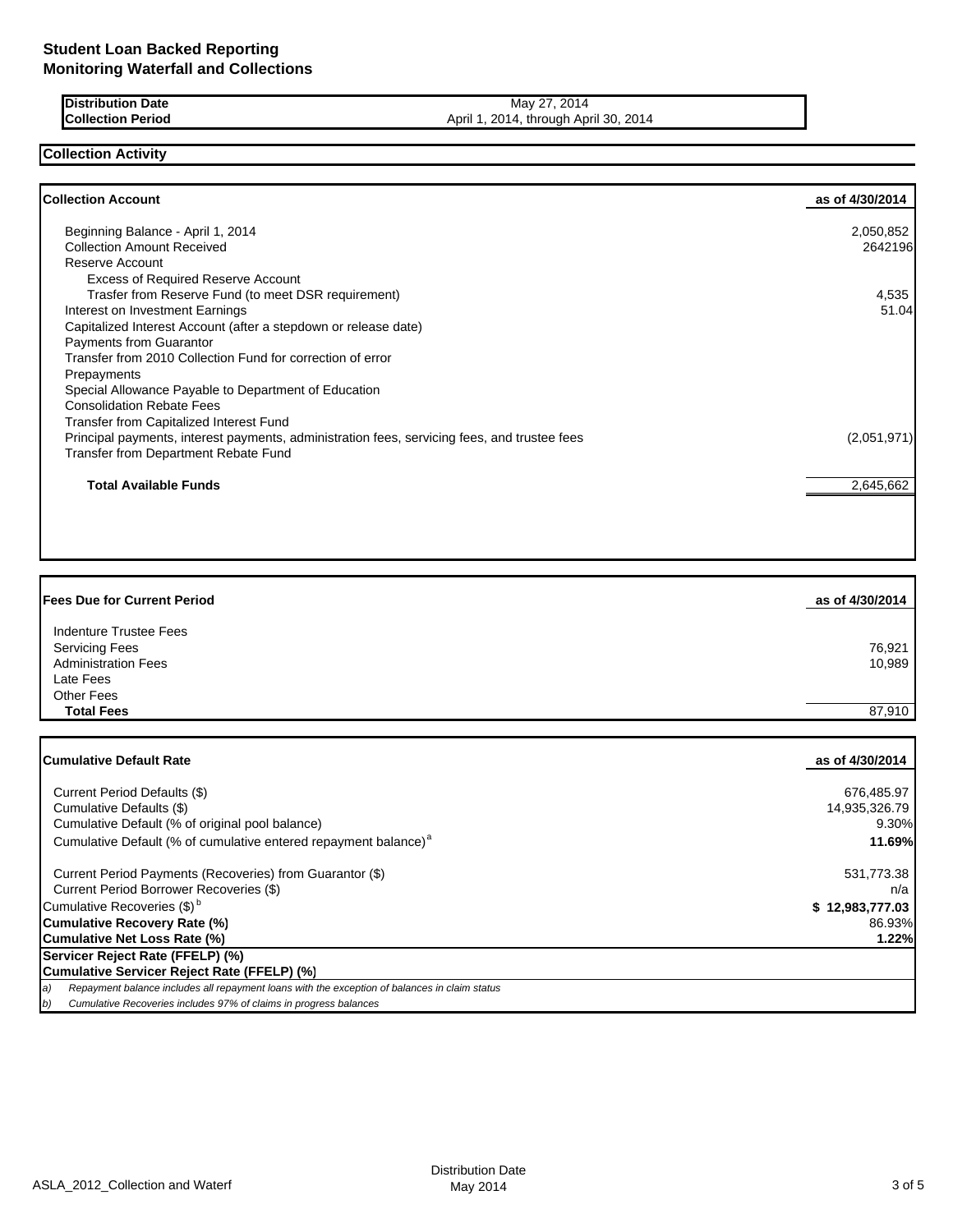# Student Loan Backed Reporting
## Monitoring Waterfall and Collections

| | |
|---|---|
| **Distribution Date** | May 27, 2014 |
| **Collection Period** | April 1, 2014, through April 30, 2014 |

## Collection Activity

| **Collection Account** | **as of 4/30/2014** |
|---|---|
| Beginning Balance - April 1, 2014 | 2,050,852 |
| Collection Amount Received | 2642196 |
| Reserve Account | |
| Excess of Required Reserve Account | |
| Trasfer from Reserve Fund (to meet DSR requirement) | 4,535 |
| Interest on Investment Earnings | 51.04 |
| Capitalized Interest Account (after a stepdown or release date) | |
| Payments from Guarantor | |
| Transfer from 2010 Collection Fund for correction of error | |
| Prepayments | |
| Special Allowance Payable to Department of Education | |
| Consolidation Rebate Fees | |
| Transfer from Capitalized Interest Fund | |
| Principal payments, interest payments, administration fees, servicing fees, and trustee fees | (2,051,971) |
| Transfer from Department Rebate Fund | |
| **Total Available Funds** | 2,645,662 |

| **Fees Due for Current Period** | **as of 4/30/2014** |
|---|---|
| Indenture Trustee Fees | |
| Servicing Fees | 76,921 |
| Administration Fees | 10,989 |
| Late Fees | |
| Other Fees | |
| **Total Fees** | 87,910 |

| **Cumulative Default Rate** | **as of 4/30/2014** |
|---|---|
| Current Period Defaults ($) | 676,485.97 |
| Cumulative Defaults ($) | 14,935,326.79 |
| Cumulative Default (% of original pool balance) | 9.30% |
| Cumulative Default (% of cumulative entered repayment balance)[a] | **11.69%** |
| Current Period Payments (Recoveries) from Guarantor ($) | 531,773.38 |
| Current Period Borrower Recoveries ($) | n/a |
| Cumulative Recoveries ($)[b] | **$ 12,983,777.03** |
| **Cumulative Recovery Rate (%)** | 86.93% |
| **Cumulative Net Loss Rate (%)** | **1.22%** |
| **Servicer Reject Rate (FFELP) (%)** | |
| **Cumulative Servicer Reject Rate (FFELP) (%)** | |

*a) Repayment balance includes all repayment loans with the exception of balances in claim status*

*b) Cumulative Recoveries includes 97% of claims in progress balances*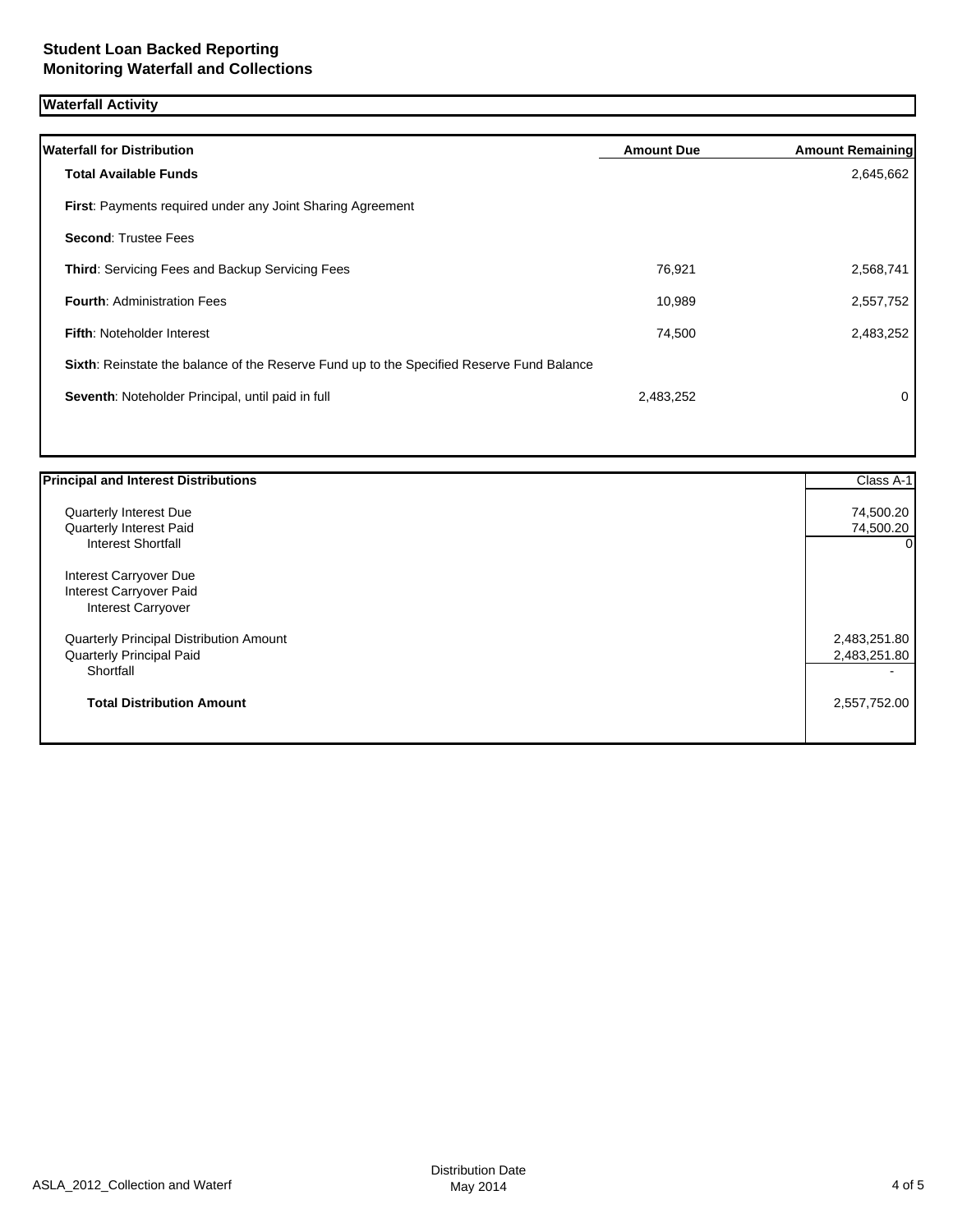**Student Loan Backed Reporting**
**Monitoring Waterfall and Collections**

## Waterfall Activity

| Waterfall for Distribution | Amount Due | Amount Remaining |
|---|---|---|
| **Total Available Funds** | | 2,645,662 |
| **First**: Payments required under any Joint Sharing Agreement | | |
| **Second**: Trustee Fees | | |
| **Third**: Servicing Fees and Backup Servicing Fees | 76,921 | 2,568,741 |
| **Fourth**: Administration Fees | 10,989 | 2,557,752 |
| **Fifth**: Noteholder Interest | 74,500 | 2,483,252 |
| **Sixth**: Reinstate the balance of the Reserve Fund up to the Specified Reserve Fund Balance | | |
| **Seventh**: Noteholder Principal, until paid in full | 2,483,252 | 0 |

| Principal and Interest Distributions | Class A-1 |
|---|---|
| Quarterly Interest Due | 74,500.20 |
| Quarterly Interest Paid | 74,500.20 |
| Interest Shortfall | 0 |
| Interest Carryover Due | |
| Interest Carryover Paid | |
| Interest Carryover | |
| Quarterly Principal Distribution Amount | 2,483,251.80 |
| Quarterly Principal Paid | 2,483,251.80 |
| Shortfall | - |
| **Total Distribution Amount** | 2,557,752.00 |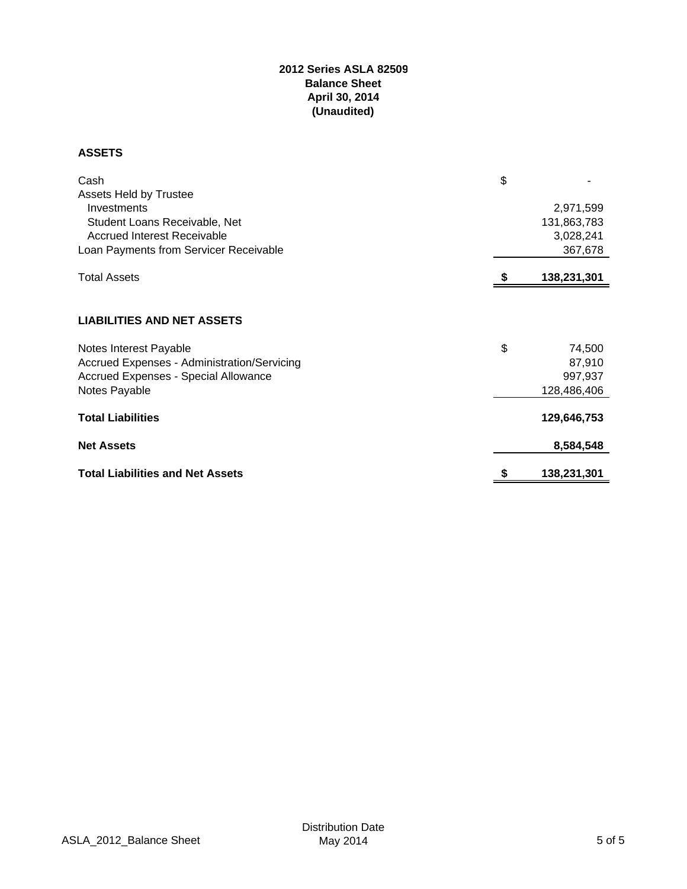# 2012 Series ASLA 82509
## Balance Sheet
## April 30, 2014
## (Unaudited)

**ASSETS**

| | | |
|---|---|---|
| Cash | $ | - |
| Assets Held by Trustee | | |
| Investments | | 2,971,599 |
| Student Loans Receivable, Net | | 131,863,783 |
| Accrued Interest Receivable | | 3,028,241 |
| Loan Payments from Servicer Receivable | | 367,678 |
| Total Assets | **$** | **138,231,301** |

**LIABILITIES AND NET ASSETS**

| | | |
|---|---|---|
| Notes Interest Payable | $ | 74,500 |
| Accrued Expenses - Administration/Servicing | | 87,910 |
| Accrued Expenses - Special Allowance | | 997,937 |
| Notes Payable | | 128,486,406 |
| **Total Liabilities** | | **129,646,753** |
| **Net Assets** | | **8,584,548** |
| **Total Liabilities and Net Assets** | **$** | **138,231,301** |

ASLA_2012_Balance Sheet

Distribution Date
May 2014